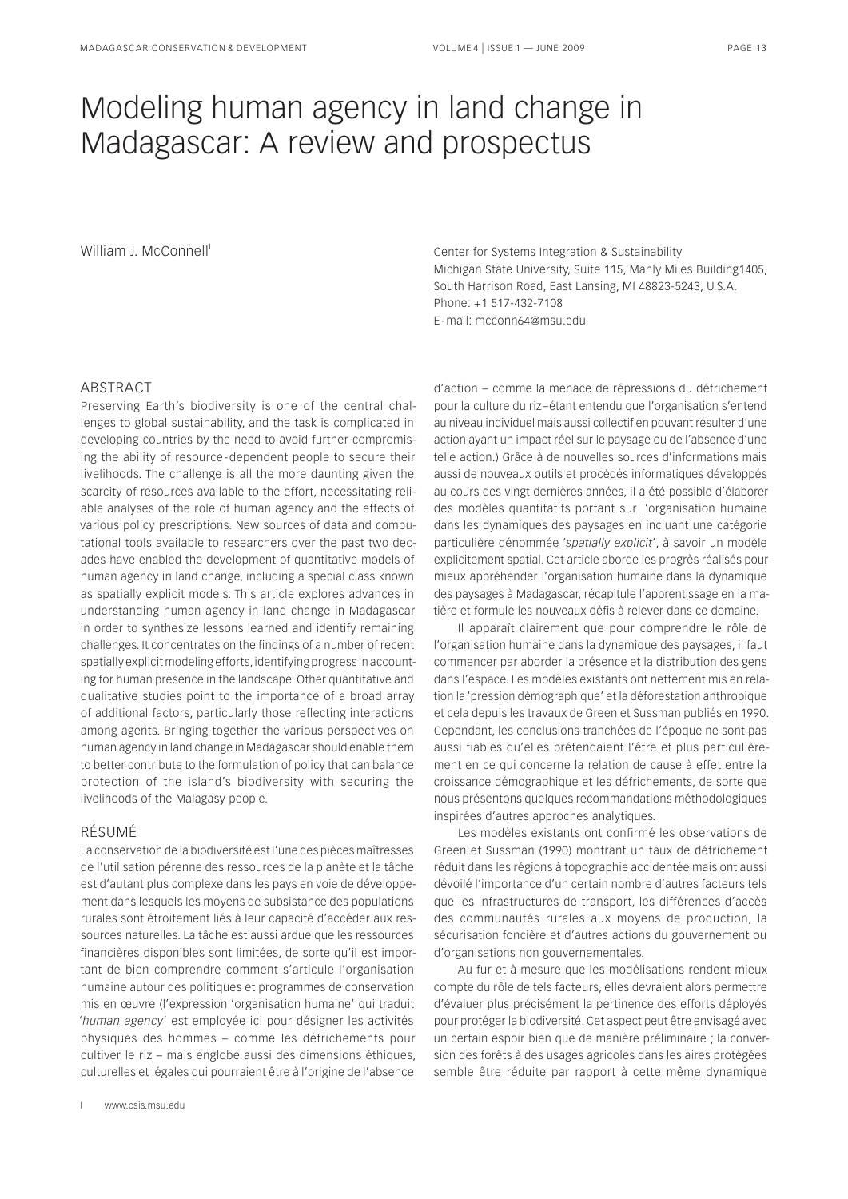# Modeling human agency in land change in Madagascar: A review and prospectus

William J. McConnell[I]

Center for Systems Integration & Sustainability
Michigan State University, Suite 115, Manly Miles Building1405, South Harrison Road, East Lansing, MI 48823-5243, U.S.A.
Phone: +1 517-432-7108
E-mail: mcconn64@msu.edu

## ABSTRACT

Preserving Earth's biodiversity is one of the central challenges to global sustainability, and the task is complicated in developing countries by the need to avoid further compromising the ability of resource-dependent people to secure their livelihoods. The challenge is all the more daunting given the scarcity of resources available to the effort, necessitating reliable analyses of the role of human agency and the effects of various policy prescriptions. New sources of data and computational tools available to researchers over the past two decades have enabled the development of quantitative models of human agency in land change, including a special class known as spatially explicit models. This article explores advances in understanding human agency in land change in Madagascar in order to synthesize lessons learned and identify remaining challenges. It concentrates on the findings of a number of recent spatially explicit modeling efforts, identifying progress in accounting for human presence in the landscape. Other quantitative and qualitative studies point to the importance of a broad array of additional factors, particularly those reflecting interactions among agents. Bringing together the various perspectives on human agency in land change in Madagascar should enable them to better contribute to the formulation of policy that can balance protection of the island's biodiversity with securing the livelihoods of the Malagasy people.

## RÉSUMÉ

La conservation de la biodiversité est l'une des pièces maîtresses de l'utilisation pérenne des ressources de la planète et la tâche est d'autant plus complexe dans les pays en voie de développement dans lesquels les moyens de subsistance des populations rurales sont étroitement liés à leur capacité d'accéder aux ressources naturelles. La tâche est aussi ardue que les ressources financières disponibles sont limitées, de sorte qu'il est important de bien comprendre comment s'articule l'organisation humaine autour des politiques et programmes de conservation mis en œuvre (l'expression 'organisation humaine' qui traduit '*human agency*' est employée ici pour désigner les activités physiques des hommes – comme les défrichements pour cultiver le riz – mais englobe aussi des dimensions éthiques, culturelles et légales qui pourraient être à l'origine de l'absence d'action – comme la menace de répressions du défrichement pour la culture du riz–étant entendu que l'organisation s'entend au niveau individuel mais aussi collectif en pouvant résulter d'une action ayant un impact réel sur le paysage ou de l'absence d'une telle action.) Grâce à de nouvelles sources d'informations mais aussi de nouveaux outils et procédés informatiques développés au cours des vingt dernières années, il a été possible d'élaborer des modèles quantitatifs portant sur l'organisation humaine dans les dynamiques des paysages en incluant une catégorie particulière dénommée '*spatially explicit*', à savoir un modèle explicitement spatial. Cet article aborde les progrès réalisés pour mieux appréhender l'organisation humaine dans la dynamique des paysages à Madagascar, récapitule l'apprentissage en la matière et formule les nouveaux défis à relever dans ce domaine.

Il apparaît clairement que pour comprendre le rôle de l'organisation humaine dans la dynamique des paysages, il faut commencer par aborder la présence et la distribution des gens dans l'espace. Les modèles existants ont notamment mis en relation la 'pression démographique' et la déforestation anthropique et cela depuis les travaux de Green et Sussman publiés en 1990. Cependant, les conclusions tranchées de l'époque ne sont pas aussi fiables qu'elles prétendaient l'être et plus particulièrement en ce qui concerne la relation de cause à effet entre la croissance démographique et les défrichements, de sorte que nous présentons quelques recommandations méthodologiques inspirées d'autres approches analytiques.

Les modèles existants ont confirmé les observations de Green et Sussman (1990) montrant un taux de défrichement réduit dans les régions à topographie accidentée mais ont aussi dévoilé l'importance d'un certain nombre d'autres facteurs tels que les infrastructures de transport, les différences d'accès des communautés rurales aux moyens de production, la sécurisation foncière et d'autres actions du gouvernement ou d'organisations non gouvernementales.

Au fur et à mesure que les modélisations rendent mieux compte du rôle de tels facteurs, elles devraient alors permettre d'évaluer plus précisément la pertinence des efforts déployés pour protéger la biodiversité. Cet aspect peut être envisagé avec un certain espoir bien que de manière préliminaire ; la conversion des forêts à des usages agricoles dans les aires protégées semble être réduite par rapport à cette même dynamique

[I] www.csis.msu.edu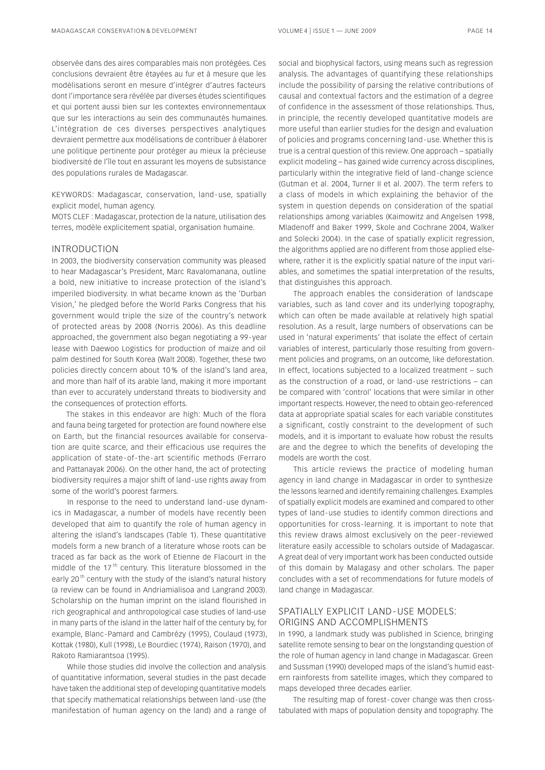observée dans des aires comparables mais non protégées. Ces conclusions devraient être étayées au fur et à mesure que les modélisations seront en mesure d'intégrer d'autres facteurs dont l'importance sera révélée par diverses études scientifiques et qui portent aussi bien sur les contextes environnementaux que sur les interactions au sein des communautés humaines. L'intégration de ces diverses perspectives analytiques devraient permettre aux modélisations de contribuer à élaborer une politique pertinente pour protéger au mieux la précieuse biodiversité de l'île tout en assurant les moyens de subsistance des populations rurales de Madagascar.

KEYWORDS: Madagascar, conservation, land-use, spatially explicit model, human agency.

MOTS CLEF : Madagascar, protection de la nature, utilisation des terres, modèle explicitement spatial, organisation humaine.

## INTRODUCTION

In 2003, the biodiversity conservation community was pleased to hear Madagascar's President, Marc Ravalomanana, outline a bold, new initiative to increase protection of the island's imperiled biodiversity. In what became known as the 'Durban Vision,' he pledged before the World Parks Congress that his government would triple the size of the country's network of protected areas by 2008 (Norris 2006). As this deadline approached, the government also began negotiating a 99-year lease with Daewoo Logistics for production of maize and oil palm destined for South Korea (Walt 2008). Together, these two policies directly concern about 10 % of the island's land area, and more than half of its arable land, making it more important than ever to accurately understand threats to biodiversity and the consequences of protection efforts.

The stakes in this endeavor are high: Much of the flora and fauna being targeted for protection are found nowhere else on Earth, but the financial resources available for conservation are quite scarce, and their efficacious use requires the application of state-of-the-art scientific methods (Ferraro and Pattanayak 2006). On the other hand, the act of protecting biodiversity requires a major shift of land-use rights away from some of the world's poorest farmers.

In response to the need to understand land-use dynamics in Madagascar, a number of models have recently been developed that aim to quantify the role of human agency in altering the island's landscapes (Table 1). These quantitative models form a new branch of a literature whose roots can be traced as far back as the work of Etienne de Flacourt in the middle of the 17th century. This literature blossomed in the early 20th century with the study of the island's natural history (a review can be found in Andriamialisoa and Langrand 2003). Scholarship on the human imprint on the island flourished in rich geographical and anthropological case studies of land-use in many parts of the island in the latter half of the century by, for example, Blanc-Pamard and Cambrézy (1995), Coulaud (1973), Kottak (1980), Kull (1998), Le Bourdiec (1974), Raison (1970), and Rakoto Ramiarantsoa (1995).

While those studies did involve the collection and analysis of quantitative information, several studies in the past decade have taken the additional step of developing quantitative models that specify mathematical relationships between land-use (the manifestation of human agency on the land) and a range of social and biophysical factors, using means such as regression analysis. The advantages of quantifying these relationships include the possibility of parsing the relative contributions of causal and contextual factors and the estimation of a degree of confidence in the assessment of those relationships. Thus, in principle, the recently developed quantitative models are more useful than earlier studies for the design and evaluation of policies and programs concerning land-use. Whether this is true is a central question of this review. One approach – spatially explicit modeling – has gained wide currency across disciplines, particularly within the integrative field of land-change science (Gutman et al. 2004, Turner II et al. 2007). The term refers to a class of models in which explaining the behavior of the system in question depends on consideration of the spatial relationships among variables (Kaimowitz and Angelsen 1998, Mladenoff and Baker 1999, Skole and Cochrane 2004, Walker and Solecki 2004). In the case of spatially explicit regression, the algorithms applied are no different from those applied elsewhere, rather it is the explicitly spatial nature of the input variables, and sometimes the spatial interpretation of the results, that distinguishes this approach.

The approach enables the consideration of landscape variables, such as land cover and its underlying topography, which can often be made available at relatively high spatial resolution. As a result, large numbers of observations can be used in 'natural experiments' that isolate the effect of certain variables of interest, particularly those resulting from government policies and programs, on an outcome, like deforestation. In effect, locations subjected to a localized treatment – such as the construction of a road, or land-use restrictions – can be compared with 'control' locations that were similar in other important respects. However, the need to obtain geo-referenced data at appropriate spatial scales for each variable constitutes a significant, costly constraint to the development of such models, and it is important to evaluate how robust the results are and the degree to which the benefits of developing the models are worth the cost.

This article reviews the practice of modeling human agency in land change in Madagascar in order to synthesize the lessons learned and identify remaining challenges. Examples of spatially explicit models are examined and compared to other types of land-use studies to identify common directions and opportunities for cross-learning. It is important to note that this review draws almost exclusively on the peer-reviewed literature easily accessible to scholars outside of Madagascar. A great deal of very important work has been conducted outside of this domain by Malagasy and other scholars. The paper concludes with a set of recommendations for future models of land change in Madagascar.

## SPATIALLY EXPLICIT LAND-USE MODELS: ORIGINS AND ACCOMPLISHMENTS

In 1990, a landmark study was published in Science, bringing satellite remote sensing to bear on the longstanding question of the role of human agency in land change in Madagascar. Green and Sussman (1990) developed maps of the island's humid eastern rainforests from satellite images, which they compared to maps developed three decades earlier.

The resulting map of forest-cover change was then cross-tabulated with maps of population density and topography. The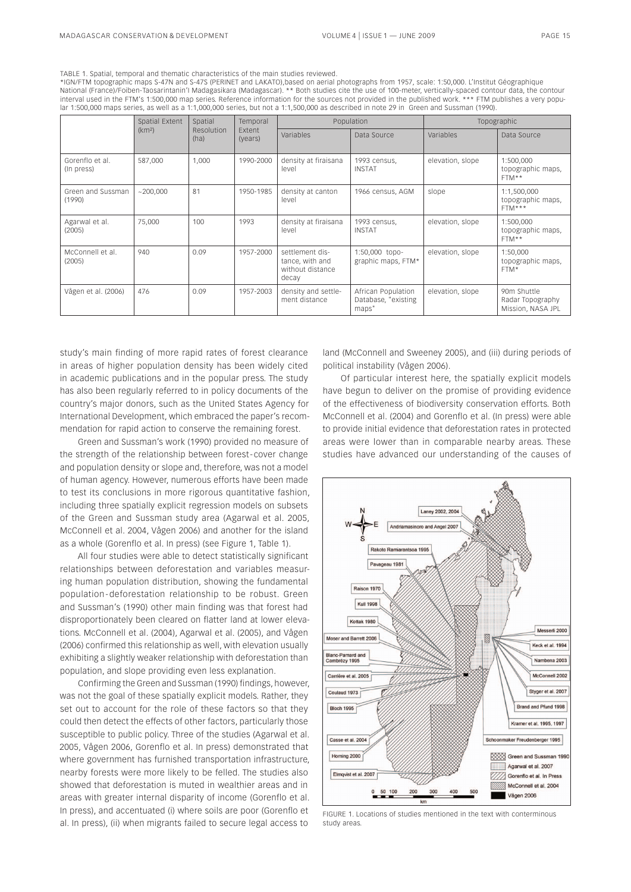TABLE 1. Spatial, temporal and thematic characteristics of the main studies reviewed.
*IGN/FTM topographic maps S-47N and S-47S (PERINET and LAKATO),based on aerial photographs from 1957, scale: 1:50,000. L'Institut Géographique National (France)/Foiben-Taosarintanin'I Madagasikara (Madagascar). ** Both studies cite the use of 100-meter, vertically-spaced contour data, the contour interval used in the FTM's 1:500,000 map series. Reference information for the sources not provided in the published work. *** FTM publishes a very popular 1:500,000 maps series, as well as a 1:1,000,000 series, but not a 1:1,500,000 as described in note 29 in Green and Sussman (1990).

| | Spatial Extent (km²) | Spatial Resolution (ha) | Temporal Extent (years) | Population | | Topographic | |
|---|---|---|---|---|---|---|---|
| | | | | Variables | Data Source | Variables | Data Source |
| Gorenflo et al. (In press) | 587,000 | 1,000 | 1990-2000 | density at firaisana level | 1993 census, INSTAT | elevation, slope | 1:500,000 topographic maps, FTM** |
| Green and Sussman (1990) | ~200,000 | 81 | 1950-1985 | density at canton level | 1966 census, AGM | slope | 1:1,500,000 topographic maps, FTM*** |
| Agarwal et al. (2005) | 75,000 | 100 | 1993 | density at firaisana level | 1993 census, INSTAT | elevation, slope | 1:500,000 topographic maps, FTM** |
| McConnell et al. (2005) | 940 | 0.09 | 1957-2000 | settlement distance, with and without distance decay | 1:50,000 topographic maps, FTM* | elevation, slope | 1:50,000 topographic maps, FTM* |
| Vågen et al. (2006) | 476 | 0.09 | 1957-2003 | density and settlement distance | African Population Database, "existing maps" | elevation, slope | 90m Shuttle Radar Topography Mission, NASA JPL |

study's main finding of more rapid rates of forest clearance in areas of higher population density has been widely cited in academic publications and in the popular press. The study has also been regularly referred to in policy documents of the country's major donors, such as the United States Agency for International Development, which embraced the paper's recommendation for rapid action to conserve the remaining forest.

Green and Sussman's work (1990) provided no measure of the strength of the relationship between forest-cover change and population density or slope and, therefore, was not a model of human agency. However, numerous efforts have been made to test its conclusions in more rigorous quantitative fashion, including three spatially explicit regression models on subsets of the Green and Sussman study area (Agarwal et al. 2005, McConnell et al. 2004, Vågen 2006) and another for the island as a whole (Gorenflo et al. In press) (see Figure 1, Table 1).

All four studies were able to detect statistically significant relationships between deforestation and variables measuring human population distribution, showing the fundamental population-deforestation relationship to be robust. Green and Sussman's (1990) other main finding was that forest had disproportionately been cleared on flatter land at lower elevations. McConnell et al. (2004), Agarwal et al. (2005), and Vågen (2006) confirmed this relationship as well, with elevation usually exhibiting a slightly weaker relationship with deforestation than population, and slope providing even less explanation.

Confirming the Green and Sussman (1990) findings, however, was not the goal of these spatially explicit models. Rather, they set out to account for the role of these factors so that they could then detect the effects of other factors, particularly those susceptible to public policy. Three of the studies (Agarwal et al. 2005, Vågen 2006, Gorenflo et al. In press) demonstrated that where government has furnished transportation infrastructure, nearby forests were more likely to be felled. The studies also showed that deforestation is muted in wealthier areas and in areas with greater internal disparity of income (Gorenflo et al. In press), and accentuated (i) where soils are poor (Gorenflo et al. In press), (ii) when migrants failed to secure legal access to land (McConnell and Sweeney 2005), and (iii) during periods of political instability (Vågen 2006).

Of particular interest here, the spatially explicit models have begun to deliver on the promise of providing evidence of the effectiveness of biodiversity conservation efforts. Both McConnell et al. (2004) and Gorenflo et al. (In press) were able to provide initial evidence that deforestation rates in protected areas were lower than in comparable nearby areas. These studies have advanced our understanding of the causes of

FIGURE 1. Locations of studies mentioned in the text with conterminous study areas.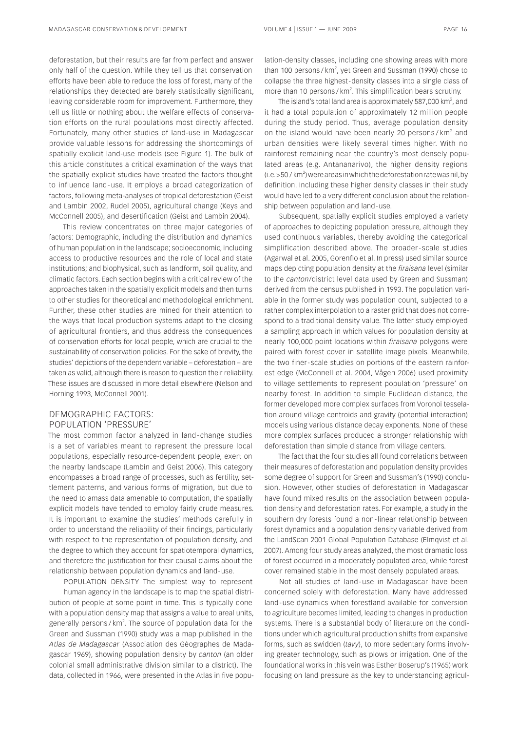deforestation, but their results are far from perfect and answer only half of the question. While they tell us that conservation efforts have been able to reduce the loss of forest, many of the relationships they detected are barely statistically significant, leaving considerable room for improvement. Furthermore, they tell us little or nothing about the welfare effects of conservation efforts on the rural populations most directly affected. Fortunately, many other studies of land-use in Madagascar provide valuable lessons for addressing the shortcomings of spatially explicit land-use models (see Figure 1). The bulk of this article constitutes a critical examination of the ways that the spatially explicit studies have treated the factors thought to influence land-use. It employs a broad categorization of factors, following meta-analyses of tropical deforestation (Geist and Lambin 2002, Rudel 2005), agricultural change (Keys and McConnell 2005), and desertification (Geist and Lambin 2004).

This review concentrates on three major categories of factors: Demographic, including the distribution and dynamics of human population in the landscape; socioeconomic, including access to productive resources and the role of local and state institutions; and biophysical, such as landform, soil quality, and climatic factors. Each section begins with a critical review of the approaches taken in the spatially explicit models and then turns to other studies for theoretical and methodological enrichment. Further, these other studies are mined for their attention to the ways that local production systems adapt to the closing of agricultural frontiers, and thus address the consequences of conservation efforts for local people, which are crucial to the sustainability of conservation policies. For the sake of brevity, the studies' depictions of the dependent variable – deforestation – are taken as valid, although there is reason to question their reliability. These issues are discussed in more detail elsewhere (Nelson and Horning 1993, McConnell 2001).

## DEMOGRAPHIC FACTORS: POPULATION 'PRESSURE'

The most common factor analyzed in land-change studies is a set of variables meant to represent the pressure local populations, especially resource-dependent people, exert on the nearby landscape (Lambin and Geist 2006). This category encompasses a broad range of processes, such as fertility, settlement patterns, and various forms of migration, but due to the need to amass data amenable to computation, the spatially explicit models have tended to employ fairly crude measures. It is important to examine the studies' methods carefully in order to understand the reliability of their findings, particularly with respect to the representation of population density, and the degree to which they account for spatiotemporal dynamics, and therefore the justification for their causal claims about the relationship between population dynamics and land-use.

POPULATION DENSITY The simplest way to represent human agency in the landscape is to map the spatial distribution of people at some point in time. This is typically done with a population density map that assigns a value to areal units, generally persons / km$^2$. The source of population data for the Green and Sussman (1990) study was a map published in the *Atlas de Madagascar* (Association des Géographes de Madagascar 1969), showing population density by *canton* (an older colonial small administrative division similar to a district). The data, collected in 1966, were presented in the Atlas in five population-density classes, including one showing areas with more than 100 persons / km$^2$, yet Green and Sussman (1990) chose to collapse the three highest-density classes into a single class of more than 10 persons / km$^2$. This simplification bears scrutiny.

The island's total land area is approximately 587,000 km$^2$, and it had a total population of approximately 12 million people during the study period. Thus, average population density on the island would have been nearly 20 persons / km$^2$ and urban densities were likely several times higher. With no rainforest remaining near the country's most densely populated areas (e.g. Antananarivo), the higher density regions (i.e. >50 / km$^2$) were areas in which the deforestation rate was nil, by definition. Including these higher density classes in their study would have led to a very different conclusion about the relationship between population and land-use.

Subsequent, spatially explicit studies employed a variety of approaches to depicting population pressure, although they used continuous variables, thereby avoiding the categorical simplification described above. The broader-scale studies (Agarwal et al. 2005, Gorenflo et al. In press) used similar source maps depicting population density at the *firaisana* level (similar to the *canton*/district level data used by Green and Sussman) derived from the census published in 1993. The population variable in the former study was population count, subjected to a rather complex interpolation to a raster grid that does not correspond to a traditional density value. The latter study employed a sampling approach in which values for population density at nearly 100,000 point locations within *firaisana* polygons were paired with forest cover in satellite image pixels. Meanwhile, the two finer-scale studies on portions of the eastern rainforest edge (McConnell et al. 2004, Vågen 2006) used proximity to village settlements to represent population 'pressure' on nearby forest. In addition to simple Euclidean distance, the former developed more complex surfaces from Voronoi tesselation around village centroids and gravity (potential interaction) models using various distance decay exponents. None of these more complex surfaces produced a stronger relationship with deforestation than simple distance from village centers.

The fact that the four studies all found correlations between their measures of deforestation and population density provides some degree of support for Green and Sussman's (1990) conclusion. However, other studies of deforestation in Madagascar have found mixed results on the association between population density and deforestation rates. For example, a study in the southern dry forests found a non-linear relationship between forest dynamics and a population density variable derived from the LandScan 2001 Global Population Database (Elmqvist et al. 2007). Among four study areas analyzed, the most dramatic loss of forest occurred in a moderately populated area, while forest cover remained stable in the most densely populated areas.

Not all studies of land-use in Madagascar have been concerned solely with deforestation. Many have addressed land-use dynamics when forestland available for conversion to agriculture becomes limited, leading to changes in production systems. There is a substantial body of literature on the conditions under which agricultural production shifts from expansive forms, such as swidden (*tavy*), to more sedentary forms involving greater technology, such as plows or irrigation. One of the foundational works in this vein was Esther Boserup's (1965) work focusing on land pressure as the key to understanding agricul-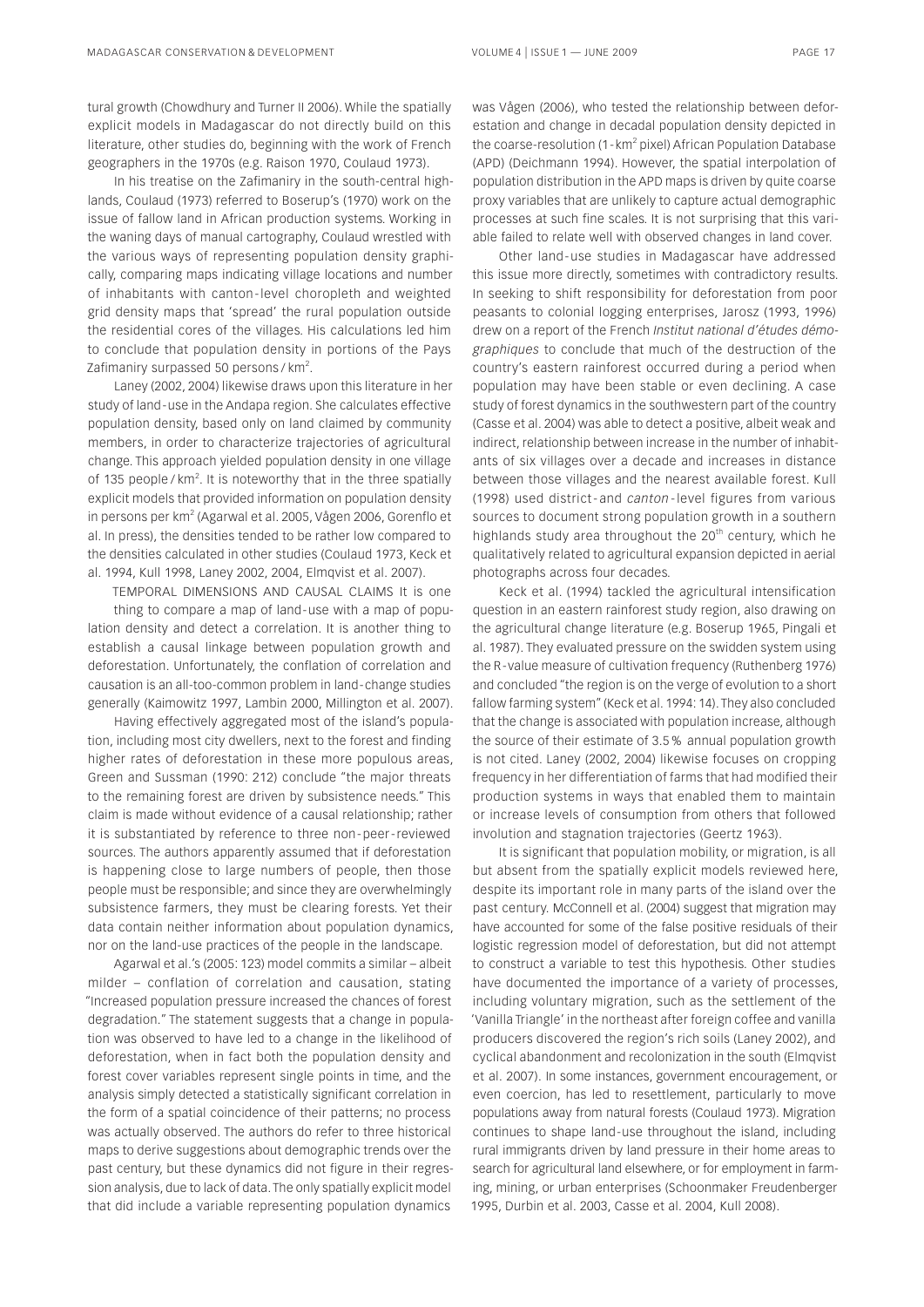tural growth (Chowdhury and Turner II 2006). While the spatially explicit models in Madagascar do not directly build on this literature, other studies do, beginning with the work of French geographers in the 1970s (e.g. Raison 1970, Coulaud 1973).

In his treatise on the Zafimaniry in the south-central highlands, Coulaud (1973) referred to Boserup's (1970) work on the issue of fallow land in African production systems. Working in the waning days of manual cartography, Coulaud wrestled with the various ways of representing population density graphically, comparing maps indicating village locations and number of inhabitants with canton-level choropleth and weighted grid density maps that 'spread' the rural population outside the residential cores of the villages. His calculations led him to conclude that population density in portions of the Pays Zafimaniry surpassed 50 persons / km$^2$.

Laney (2002, 2004) likewise draws upon this literature in her study of land-use in the Andapa region. She calculates effective population density, based only on land claimed by community members, in order to characterize trajectories of agricultural change. This approach yielded population density in one village of 135 people / km$^2$. It is noteworthy that in the three spatially explicit models that provided information on population density in persons per km$^2$ (Agarwal et al. 2005, Vågen 2006, Gorenflo et al. In press), the densities tended to be rather low compared to the densities calculated in other studies (Coulaud 1973, Keck et al. 1994, Kull 1998, Laney 2002, 2004, Elmqvist et al. 2007).

TEMPORAL DIMENSIONS AND CAUSAL CLAIMS It is one thing to compare a map of land-use with a map of population density and detect a correlation. It is another thing to establish a causal linkage between population growth and deforestation. Unfortunately, the conflation of correlation and causation is an all-too-common problem in land-change studies generally (Kaimowitz 1997, Lambin 2000, Millington et al. 2007).

Having effectively aggregated most of the island's population, including most city dwellers, next to the forest and finding higher rates of deforestation in these more populous areas, Green and Sussman (1990: 212) conclude "the major threats to the remaining forest are driven by subsistence needs." This claim is made without evidence of a causal relationship; rather it is substantiated by reference to three non-peer-reviewed sources. The authors apparently assumed that if deforestation is happening close to large numbers of people, then those people must be responsible; and since they are overwhelmingly subsistence farmers, they must be clearing forests. Yet their data contain neither information about population dynamics, nor on the land-use practices of the people in the landscape.

Agarwal et al.'s (2005: 123) model commits a similar – albeit milder – conflation of correlation and causation, stating "Increased population pressure increased the chances of forest degradation." The statement suggests that a change in population was observed to have led to a change in the likelihood of deforestation, when in fact both the population density and forest cover variables represent single points in time, and the analysis simply detected a statistically significant correlation in the form of a spatial coincidence of their patterns; no process was actually observed. The authors do refer to three historical maps to derive suggestions about demographic trends over the past century, but these dynamics did not figure in their regression analysis, due to lack of data. The only spatially explicit model that did include a variable representing population dynamics was Vågen (2006), who tested the relationship between deforestation and change in decadal population density depicted in the coarse-resolution (1-km$^2$ pixel) African Population Database (APD) (Deichmann 1994). However, the spatial interpolation of population distribution in the APD maps is driven by quite coarse proxy variables that are unlikely to capture actual demographic processes at such fine scales. It is not surprising that this variable failed to relate well with observed changes in land cover.

Other land-use studies in Madagascar have addressed this issue more directly, sometimes with contradictory results. In seeking to shift responsibility for deforestation from poor peasants to colonial logging enterprises, Jarosz (1993, 1996) drew on a report of the French *Institut national d'études démographiques* to conclude that much of the destruction of the country's eastern rainforest occurred during a period when population may have been stable or even declining. A case study of forest dynamics in the southwestern part of the country (Casse et al. 2004) was able to detect a positive, albeit weak and indirect, relationship between increase in the number of inhabitants of six villages over a decade and increases in distance between those villages and the nearest available forest. Kull (1998) used district- and *canton*-level figures from various sources to document strong population growth in a southern highlands study area throughout the 20$^{th}$ century, which he qualitatively related to agricultural expansion depicted in aerial photographs across four decades.

Keck et al. (1994) tackled the agricultural intensification question in an eastern rainforest study region, also drawing on the agricultural change literature (e.g. Boserup 1965, Pingali et al. 1987). They evaluated pressure on the swidden system using the R-value measure of cultivation frequency (Ruthenberg 1976) and concluded "the region is on the verge of evolution to a short fallow farming system" (Keck et al. 1994: 14). They also concluded that the change is associated with population increase, although the source of their estimate of 3.5 % annual population growth is not cited. Laney (2002, 2004) likewise focuses on cropping frequency in her differentiation of farms that had modified their production systems in ways that enabled them to maintain or increase levels of consumption from others that followed involution and stagnation trajectories (Geertz 1963).

It is significant that population mobility, or migration, is all but absent from the spatially explicit models reviewed here, despite its important role in many parts of the island over the past century. McConnell et al. (2004) suggest that migration may have accounted for some of the false positive residuals of their logistic regression model of deforestation, but did not attempt to construct a variable to test this hypothesis. Other studies have documented the importance of a variety of processes, including voluntary migration, such as the settlement of the 'Vanilla Triangle' in the northeast after foreign coffee and vanilla producers discovered the region's rich soils (Laney 2002), and cyclical abandonment and recolonization in the south (Elmqvist et al. 2007). In some instances, government encouragement, or even coercion, has led to resettlement, particularly to move populations away from natural forests (Coulaud 1973). Migration continues to shape land-use throughout the island, including rural immigrants driven by land pressure in their home areas to search for agricultural land elsewhere, or for employment in farming, mining, or urban enterprises (Schoonmaker Freudenberger 1995, Durbin et al. 2003, Casse et al. 2004, Kull 2008).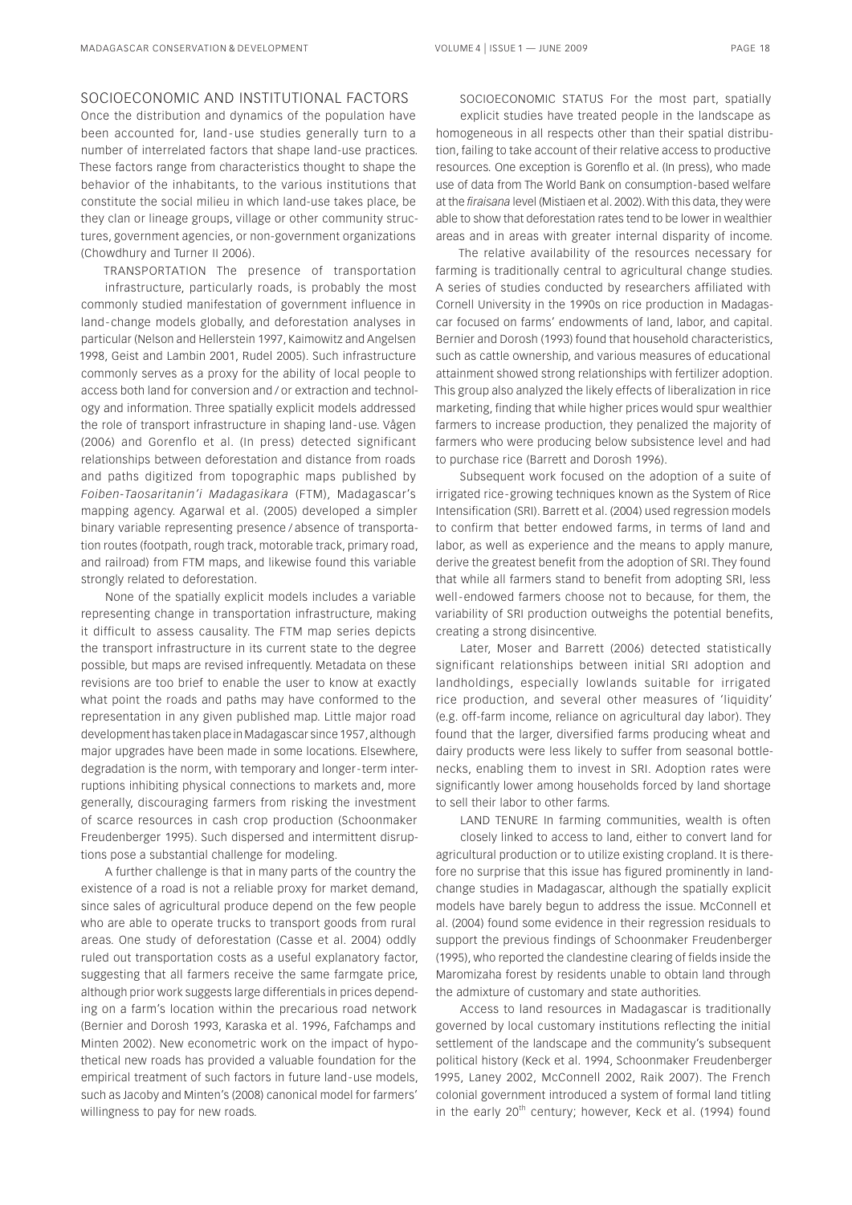## SOCIOECONOMIC AND INSTITUTIONAL FACTORS

Once the distribution and dynamics of the population have been accounted for, land-use studies generally turn to a number of interrelated factors that shape land-use practices. These factors range from characteristics thought to shape the behavior of the inhabitants, to the various institutions that constitute the social milieu in which land-use takes place, be they clan or lineage groups, village or other community structures, government agencies, or non-government organizations (Chowdhury and Turner II 2006).

TRANSPORTATION The presence of transportation infrastructure, particularly roads, is probably the most commonly studied manifestation of government influence in land-change models globally, and deforestation analyses in particular (Nelson and Hellerstein 1997, Kaimowitz and Angelsen 1998, Geist and Lambin 2001, Rudel 2005). Such infrastructure commonly serves as a proxy for the ability of local people to access both land for conversion and / or extraction and technology and information. Three spatially explicit models addressed the role of transport infrastructure in shaping land-use. Vågen (2006) and Gorenflo et al. (In press) detected significant relationships between deforestation and distance from roads and paths digitized from topographic maps published by *Foiben-Taosaritanin'i Madagasikara* (FTM), Madagascar's mapping agency. Agarwal et al. (2005) developed a simpler binary variable representing presence / absence of transportation routes (footpath, rough track, motorable track, primary road, and railroad) from FTM maps, and likewise found this variable strongly related to deforestation.

None of the spatially explicit models includes a variable representing change in transportation infrastructure, making it difficult to assess causality. The FTM map series depicts the transport infrastructure in its current state to the degree possible, but maps are revised infrequently. Metadata on these revisions are too brief to enable the user to know at exactly what point the roads and paths may have conformed to the representation in any given published map. Little major road development has taken place in Madagascar since 1957, although major upgrades have been made in some locations. Elsewhere, degradation is the norm, with temporary and longer-term interruptions inhibiting physical connections to markets and, more generally, discouraging farmers from risking the investment of scarce resources in cash crop production (Schoonmaker Freudenberger 1995). Such dispersed and intermittent disruptions pose a substantial challenge for modeling.

A further challenge is that in many parts of the country the existence of a road is not a reliable proxy for market demand, since sales of agricultural produce depend on the few people who are able to operate trucks to transport goods from rural areas. One study of deforestation (Casse et al. 2004) oddly ruled out transportation costs as a useful explanatory factor, suggesting that all farmers receive the same farmgate price, although prior work suggests large differentials in prices depending on a farm's location within the precarious road network (Bernier and Dorosh 1993, Karaska et al. 1996, Fafchamps and Minten 2002). New econometric work on the impact of hypothetical new roads has provided a valuable foundation for the empirical treatment of such factors in future land-use models, such as Jacoby and Minten's (2008) canonical model for farmers' willingness to pay for new roads.

SOCIOECONOMIC STATUS For the most part, spatially explicit studies have treated people in the landscape as homogeneous in all respects other than their spatial distribution, failing to take account of their relative access to productive resources. One exception is Gorenflo et al. (In press), who made use of data from The World Bank on consumption-based welfare at the *firaisana* level (Mistiaen et al. 2002). With this data, they were able to show that deforestation rates tend to be lower in wealthier areas and in areas with greater internal disparity of income.

The relative availability of the resources necessary for farming is traditionally central to agricultural change studies. A series of studies conducted by researchers affiliated with Cornell University in the 1990s on rice production in Madagascar focused on farms' endowments of land, labor, and capital. Bernier and Dorosh (1993) found that household characteristics, such as cattle ownership, and various measures of educational attainment showed strong relationships with fertilizer adoption. This group also analyzed the likely effects of liberalization in rice marketing, finding that while higher prices would spur wealthier farmers to increase production, they penalized the majority of farmers who were producing below subsistence level and had to purchase rice (Barrett and Dorosh 1996).

Subsequent work focused on the adoption of a suite of irrigated rice-growing techniques known as the System of Rice Intensification (SRI). Barrett et al. (2004) used regression models to confirm that better endowed farms, in terms of land and labor, as well as experience and the means to apply manure, derive the greatest benefit from the adoption of SRI. They found that while all farmers stand to benefit from adopting SRI, less well-endowed farmers choose not to because, for them, the variability of SRI production outweighs the potential benefits, creating a strong disincentive.

Later, Moser and Barrett (2006) detected statistically significant relationships between initial SRI adoption and landholdings, especially lowlands suitable for irrigated rice production, and several other measures of 'liquidity' (e.g. off-farm income, reliance on agricultural day labor). They found that the larger, diversified farms producing wheat and dairy products were less likely to suffer from seasonal bottlenecks, enabling them to invest in SRI. Adoption rates were significantly lower among households forced by land shortage to sell their labor to other farms.

LAND TENURE In farming communities, wealth is often closely linked to access to land, either to convert land for agricultural production or to utilize existing cropland. It is therefore no surprise that this issue has figured prominently in land-change studies in Madagascar, although the spatially explicit models have barely begun to address the issue. McConnell et al. (2004) found some evidence in their regression residuals to support the previous findings of Schoonmaker Freudenberger (1995), who reported the clandestine clearing of fields inside the Maromizaha forest by residents unable to obtain land through the admixture of customary and state authorities.

Access to land resources in Madagascar is traditionally governed by local customary institutions reflecting the initial settlement of the landscape and the community's subsequent political history (Keck et al. 1994, Schoonmaker Freudenberger 1995, Laney 2002, McConnell 2002, Raik 2007). The French colonial government introduced a system of formal land titling in the early 20[th] century; however, Keck et al. (1994) found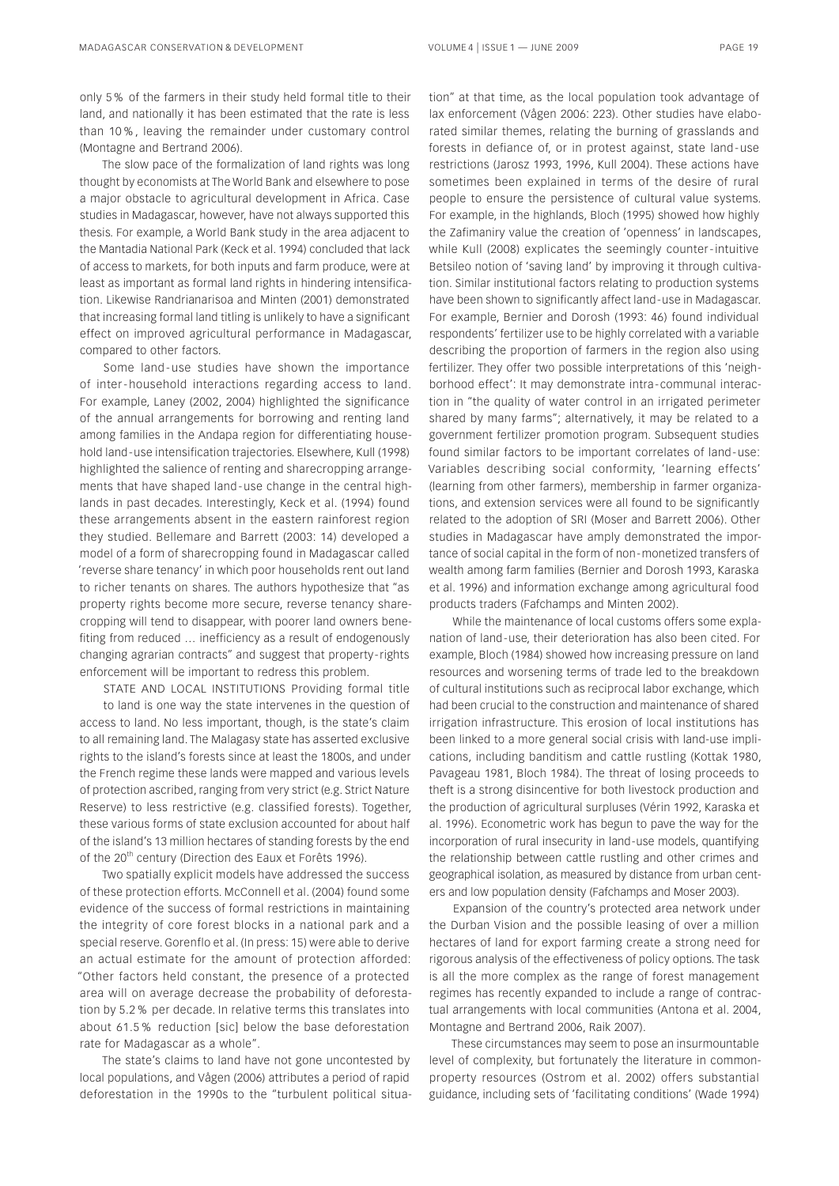only 5 % of the farmers in their study held formal title to their land, and nationally it has been estimated that the rate is less than 10 %, leaving the remainder under customary control (Montagne and Bertrand 2006).

The slow pace of the formalization of land rights was long thought by economists at The World Bank and elsewhere to pose a major obstacle to agricultural development in Africa. Case studies in Madagascar, however, have not always supported this thesis. For example, a World Bank study in the area adjacent to the Mantadia National Park (Keck et al. 1994) concluded that lack of access to markets, for both inputs and farm produce, were at least as important as formal land rights in hindering intensification. Likewise Randrianarisoa and Minten (2001) demonstrated that increasing formal land titling is unlikely to have a significant effect on improved agricultural performance in Madagascar, compared to other factors.

Some land-use studies have shown the importance of inter-household interactions regarding access to land. For example, Laney (2002, 2004) highlighted the significance of the annual arrangements for borrowing and renting land among families in the Andapa region for differentiating household land-use intensification trajectories. Elsewhere, Kull (1998) highlighted the salience of renting and sharecropping arrangements that have shaped land-use change in the central highlands in past decades. Interestingly, Keck et al. (1994) found these arrangements absent in the eastern rainforest region they studied. Bellemare and Barrett (2003: 14) developed a model of a form of sharecropping found in Madagascar called 'reverse share tenancy' in which poor households rent out land to richer tenants on shares. The authors hypothesize that "as property rights become more secure, reverse tenancy sharecropping will tend to disappear, with poorer land owners benefiting from reduced ... inefficiency as a result of endogenously changing agrarian contracts" and suggest that property-rights enforcement will be important to redress this problem.

STATE AND LOCAL INSTITUTIONS Providing formal title to land is one way the state intervenes in the question of access to land. No less important, though, is the state's claim to all remaining land. The Malagasy state has asserted exclusive rights to the island's forests since at least the 1800s, and under the French regime these lands were mapped and various levels of protection ascribed, ranging from very strict (e.g. Strict Nature Reserve) to less restrictive (e.g. classified forests). Together, these various forms of state exclusion accounted for about half of the island's 13 million hectares of standing forests by the end of the 20th century (Direction des Eaux et Forêts 1996).

Two spatially explicit models have addressed the success of these protection efforts. McConnell et al. (2004) found some evidence of the success of formal restrictions in maintaining the integrity of core forest blocks in a national park and a special reserve. Gorenflo et al. (In press: 15) were able to derive an actual estimate for the amount of protection afforded: "Other factors held constant, the presence of a protected area will on average decrease the probability of deforestation by 5.2 % per decade. In relative terms this translates into about 61.5 % reduction [sic] below the base deforestation rate for Madagascar as a whole".

The state's claims to land have not gone uncontested by local populations, and Vågen (2006) attributes a period of rapid deforestation in the 1990s to the "turbulent political situation" at that time, as the local population took advantage of lax enforcement (Vågen 2006: 223). Other studies have elaborated similar themes, relating the burning of grasslands and forests in defiance of, or in protest against, state land-use restrictions (Jarosz 1993, 1996, Kull 2004). These actions have sometimes been explained in terms of the desire of rural people to ensure the persistence of cultural value systems. For example, in the highlands, Bloch (1995) showed how highly the Zafimaniry value the creation of 'openness' in landscapes, while Kull (2008) explicates the seemingly counter-intuitive Betsileo notion of 'saving land' by improving it through cultivation. Similar institutional factors relating to production systems have been shown to significantly affect land-use in Madagascar. For example, Bernier and Dorosh (1993: 46) found individual respondents' fertilizer use to be highly correlated with a variable describing the proportion of farmers in the region also using fertilizer. They offer two possible interpretations of this 'neighborhood effect': It may demonstrate intra-communal interaction in "the quality of water control in an irrigated perimeter shared by many farms"; alternatively, it may be related to a government fertilizer promotion program. Subsequent studies found similar factors to be important correlates of land-use: Variables describing social conformity, 'learning effects' (learning from other farmers), membership in farmer organizations, and extension services were all found to be significantly related to the adoption of SRI (Moser and Barrett 2006). Other studies in Madagascar have amply demonstrated the importance of social capital in the form of non-monetized transfers of wealth among farm families (Bernier and Dorosh 1993, Karaska et al. 1996) and information exchange among agricultural food products traders (Fafchamps and Minten 2002).

While the maintenance of local customs offers some explanation of land-use, their deterioration has also been cited. For example, Bloch (1984) showed how increasing pressure on land resources and worsening terms of trade led to the breakdown of cultural institutions such as reciprocal labor exchange, which had been crucial to the construction and maintenance of shared irrigation infrastructure. This erosion of local institutions has been linked to a more general social crisis with land-use implications, including banditism and cattle rustling (Kottak 1980, Pavageau 1981, Bloch 1984). The threat of losing proceeds to theft is a strong disincentive for both livestock production and the production of agricultural surpluses (Vérin 1992, Karaska et al. 1996). Econometric work has begun to pave the way for the incorporation of rural insecurity in land-use models, quantifying the relationship between cattle rustling and other crimes and geographical isolation, as measured by distance from urban centers and low population density (Fafchamps and Moser 2003).

Expansion of the country's protected area network under the Durban Vision and the possible leasing of over a million hectares of land for export farming create a strong need for rigorous analysis of the effectiveness of policy options. The task is all the more complex as the range of forest management regimes has recently expanded to include a range of contractual arrangements with local communities (Antona et al. 2004, Montagne and Bertrand 2006, Raik 2007).

These circumstances may seem to pose an insurmountable level of complexity, but fortunately the literature in common-property resources (Ostrom et al. 2002) offers substantial guidance, including sets of 'facilitating conditions' (Wade 1994)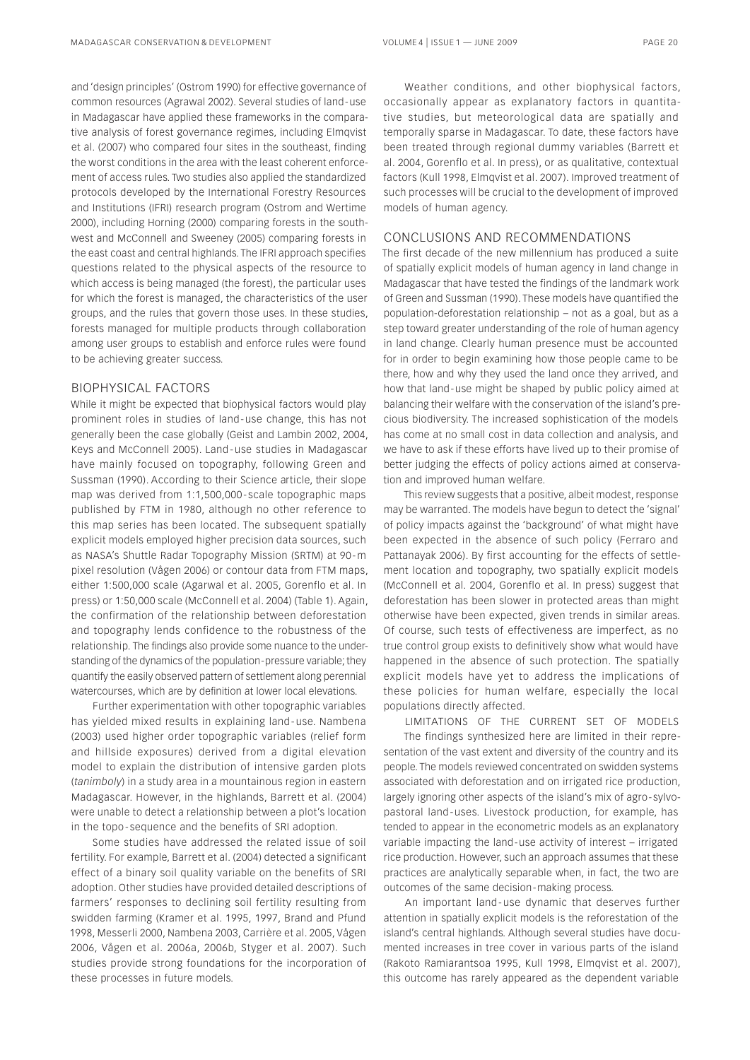and 'design principles' (Ostrom 1990) for effective governance of common resources (Agrawal 2002). Several studies of land-use in Madagascar have applied these frameworks in the comparative analysis of forest governance regimes, including Elmqvist et al. (2007) who compared four sites in the southeast, finding the worst conditions in the area with the least coherent enforcement of access rules. Two studies also applied the standardized protocols developed by the International Forestry Resources and Institutions (IFRI) research program (Ostrom and Wertime 2000), including Horning (2000) comparing forests in the southwest and McConnell and Sweeney (2005) comparing forests in the east coast and central highlands. The IFRI approach specifies questions related to the physical aspects of the resource to which access is being managed (the forest), the particular uses for which the forest is managed, the characteristics of the user groups, and the rules that govern those uses. In these studies, forests managed for multiple products through collaboration among user groups to establish and enforce rules were found to be achieving greater success.

## BIOPHYSICAL FACTORS

While it might be expected that biophysical factors would play prominent roles in studies of land-use change, this has not generally been the case globally (Geist and Lambin 2002, 2004, Keys and McConnell 2005). Land-use studies in Madagascar have mainly focused on topography, following Green and Sussman (1990). According to their Science article, their slope map was derived from 1:1,500,000-scale topographic maps published by FTM in 1980, although no other reference to this map series has been located. The subsequent spatially explicit models employed higher precision data sources, such as NASA's Shuttle Radar Topography Mission (SRTM) at 90-m pixel resolution (Vågen 2006) or contour data from FTM maps, either 1:500,000 scale (Agarwal et al. 2005, Gorenflo et al. In press) or 1:50,000 scale (McConnell et al. 2004) (Table 1). Again, the confirmation of the relationship between deforestation and topography lends confidence to the robustness of the relationship. The findings also provide some nuance to the understanding of the dynamics of the population-pressure variable; they quantify the easily observed pattern of settlement along perennial watercourses, which are by definition at lower local elevations.

Further experimentation with other topographic variables has yielded mixed results in explaining land-use. Nambena (2003) used higher order topographic variables (relief form and hillside exposures) derived from a digital elevation model to explain the distribution of intensive garden plots (*tanimboly*) in a study area in a mountainous region in eastern Madagascar. However, in the highlands, Barrett et al. (2004) were unable to detect a relationship between a plot's location in the topo-sequence and the benefits of SRI adoption.

Some studies have addressed the related issue of soil fertility. For example, Barrett et al. (2004) detected a significant effect of a binary soil quality variable on the benefits of SRI adoption. Other studies have provided detailed descriptions of farmers' responses to declining soil fertility resulting from swidden farming (Kramer et al. 1995, 1997, Brand and Pfund 1998, Messerli 2000, Nambena 2003, Carrière et al. 2005, Vågen 2006, Vågen et al. 2006a, 2006b, Styger et al. 2007). Such studies provide strong foundations for the incorporation of these processes in future models.

Weather conditions, and other biophysical factors, occasionally appear as explanatory factors in quantitative studies, but meteorological data are spatially and temporally sparse in Madagascar. To date, these factors have been treated through regional dummy variables (Barrett et al. 2004, Gorenflo et al. In press), or as qualitative, contextual factors (Kull 1998, Elmqvist et al. 2007). Improved treatment of such processes will be crucial to the development of improved models of human agency.

## CONCLUSIONS AND RECOMMENDATIONS

The first decade of the new millennium has produced a suite of spatially explicit models of human agency in land change in Madagascar that have tested the findings of the landmark work of Green and Sussman (1990). These models have quantified the population-deforestation relationship – not as a goal, but as a step toward greater understanding of the role of human agency in land change. Clearly human presence must be accounted for in order to begin examining how those people came to be there, how and why they used the land once they arrived, and how that land-use might be shaped by public policy aimed at balancing their welfare with the conservation of the island's precious biodiversity. The increased sophistication of the models has come at no small cost in data collection and analysis, and we have to ask if these efforts have lived up to their promise of better judging the effects of policy actions aimed at conservation and improved human welfare.

This review suggests that a positive, albeit modest, response may be warranted. The models have begun to detect the 'signal' of policy impacts against the 'background' of what might have been expected in the absence of such policy (Ferraro and Pattanayak 2006). By first accounting for the effects of settlement location and topography, two spatially explicit models (McConnell et al. 2004, Gorenflo et al. In press) suggest that deforestation has been slower in protected areas than might otherwise have been expected, given trends in similar areas. Of course, such tests of effectiveness are imperfect, as no true control group exists to definitively show what would have happened in the absence of such protection. The spatially explicit models have yet to address the implications of these policies for human welfare, especially the local populations directly affected.

### LIMITATIONS OF THE CURRENT SET OF MODELS

The findings synthesized here are limited in their representation of the vast extent and diversity of the country and its people. The models reviewed concentrated on swidden systems associated with deforestation and on irrigated rice production, largely ignoring other aspects of the island's mix of agro-sylvo-pastoral land-uses. Livestock production, for example, has tended to appear in the econometric models as an explanatory variable impacting the land-use activity of interest – irrigated rice production. However, such an approach assumes that these practices are analytically separable when, in fact, the two are outcomes of the same decision-making process.

An important land-use dynamic that deserves further attention in spatially explicit models is the reforestation of the island's central highlands. Although several studies have documented increases in tree cover in various parts of the island (Rakoto Ramiarantsoa 1995, Kull 1998, Elmqvist et al. 2007), this outcome has rarely appeared as the dependent variable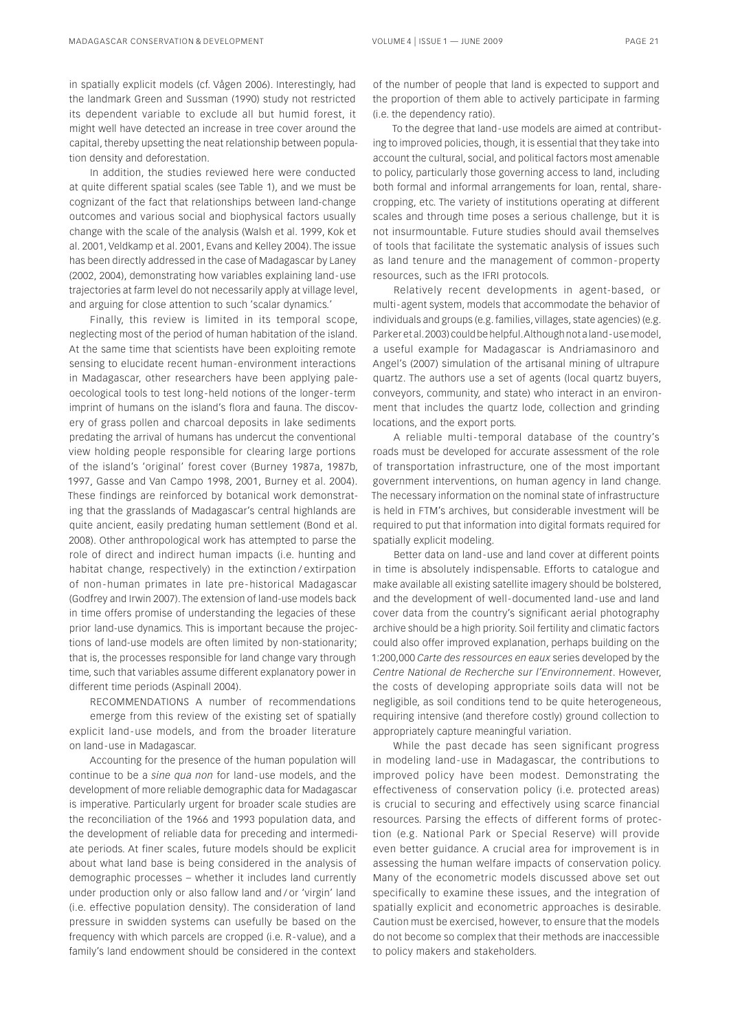in spatially explicit models (cf. Vågen 2006). Interestingly, had the landmark Green and Sussman (1990) study not restricted its dependent variable to exclude all but humid forest, it might well have detected an increase in tree cover around the capital, thereby upsetting the neat relationship between population density and deforestation.

In addition, the studies reviewed here were conducted at quite different spatial scales (see Table 1), and we must be cognizant of the fact that relationships between land-change outcomes and various social and biophysical factors usually change with the scale of the analysis (Walsh et al. 1999, Kok et al. 2001, Veldkamp et al. 2001, Evans and Kelley 2004). The issue has been directly addressed in the case of Madagascar by Laney (2002, 2004), demonstrating how variables explaining land-use trajectories at farm level do not necessarily apply at village level, and arguing for close attention to such 'scalar dynamics.'

Finally, this review is limited in its temporal scope, neglecting most of the period of human habitation of the island. At the same time that scientists have been exploiting remote sensing to elucidate recent human-environment interactions in Madagascar, other researchers have been applying paleoecological tools to test long-held notions of the longer-term imprint of humans on the island's flora and fauna. The discovery of grass pollen and charcoal deposits in lake sediments predating the arrival of humans has undercut the conventional view holding people responsible for clearing large portions of the island's 'original' forest cover (Burney 1987a, 1987b, 1997, Gasse and Van Campo 1998, 2001, Burney et al. 2004). These findings are reinforced by botanical work demonstrating that the grasslands of Madagascar's central highlands are quite ancient, easily predating human settlement (Bond et al. 2008). Other anthropological work has attempted to parse the role of direct and indirect human impacts (i.e. hunting and habitat change, respectively) in the extinction / extirpation of non-human primates in late pre-historical Madagascar (Godfrey and Irwin 2007). The extension of land-use models back in time offers promise of understanding the legacies of these prior land-use dynamics. This is important because the projections of land-use models are often limited by non-stationarity; that is, the processes responsible for land change vary through time, such that variables assume different explanatory power in different time periods (Aspinall 2004).

RECOMMENDATIONS A number of recommendations emerge from this review of the existing set of spatially explicit land-use models, and from the broader literature on land-use in Madagascar.

Accounting for the presence of the human population will continue to be a *sine qua non* for land-use models, and the development of more reliable demographic data for Madagascar is imperative. Particularly urgent for broader scale studies are the reconciliation of the 1966 and 1993 population data, and the development of reliable data for preceding and intermediate periods. At finer scales, future models should be explicit about what land base is being considered in the analysis of demographic processes – whether it includes land currently under production only or also fallow land and / or 'virgin' land (i.e. effective population density). The consideration of land pressure in swidden systems can usefully be based on the frequency with which parcels are cropped (i.e. R-value), and a family's land endowment should be considered in the context of the number of people that land is expected to support and the proportion of them able to actively participate in farming (i.e. the dependency ratio).

To the degree that land-use models are aimed at contributing to improved policies, though, it is essential that they take into account the cultural, social, and political factors most amenable to policy, particularly those governing access to land, including both formal and informal arrangements for loan, rental, sharecropping, etc. The variety of institutions operating at different scales and through time poses a serious challenge, but it is not insurmountable. Future studies should avail themselves of tools that facilitate the systematic analysis of issues such as land tenure and the management of common-property resources, such as the IFRI protocols.

Relatively recent developments in agent-based, or multi-agent system, models that accommodate the behavior of individuals and groups (e.g. families, villages, state agencies) (e.g. Parker et al. 2003) could be helpful. Although not a land-use model, a useful example for Madagascar is Andriamasinoro and Angel's (2007) simulation of the artisanal mining of ultrapure quartz. The authors use a set of agents (local quartz buyers, conveyors, community, and state) who interact in an environment that includes the quartz lode, collection and grinding locations, and the export ports.

A reliable multi-temporal database of the country's roads must be developed for accurate assessment of the role of transportation infrastructure, one of the most important government interventions, on human agency in land change. The necessary information on the nominal state of infrastructure is held in FTM's archives, but considerable investment will be required to put that information into digital formats required for spatially explicit modeling.

Better data on land-use and land cover at different points in time is absolutely indispensable. Efforts to catalogue and make available all existing satellite imagery should be bolstered, and the development of well-documented land-use and land cover data from the country's significant aerial photography archive should be a high priority. Soil fertility and climatic factors could also offer improved explanation, perhaps building on the 1:200,000 *Carte des ressources en eaux* series developed by the *Centre National de Recherche sur l'Environnement*. However, the costs of developing appropriate soils data will not be negligible, as soil conditions tend to be quite heterogeneous, requiring intensive (and therefore costly) ground collection to appropriately capture meaningful variation.

While the past decade has seen significant progress in modeling land-use in Madagascar, the contributions to improved policy have been modest. Demonstrating the effectiveness of conservation policy (i.e. protected areas) is crucial to securing and effectively using scarce financial resources. Parsing the effects of different forms of protection (e.g. National Park or Special Reserve) will provide even better guidance. A crucial area for improvement is in assessing the human welfare impacts of conservation policy. Many of the econometric models discussed above set out specifically to examine these issues, and the integration of spatially explicit and econometric approaches is desirable. Caution must be exercised, however, to ensure that the models do not become so complex that their methods are inaccessible to policy makers and stakeholders.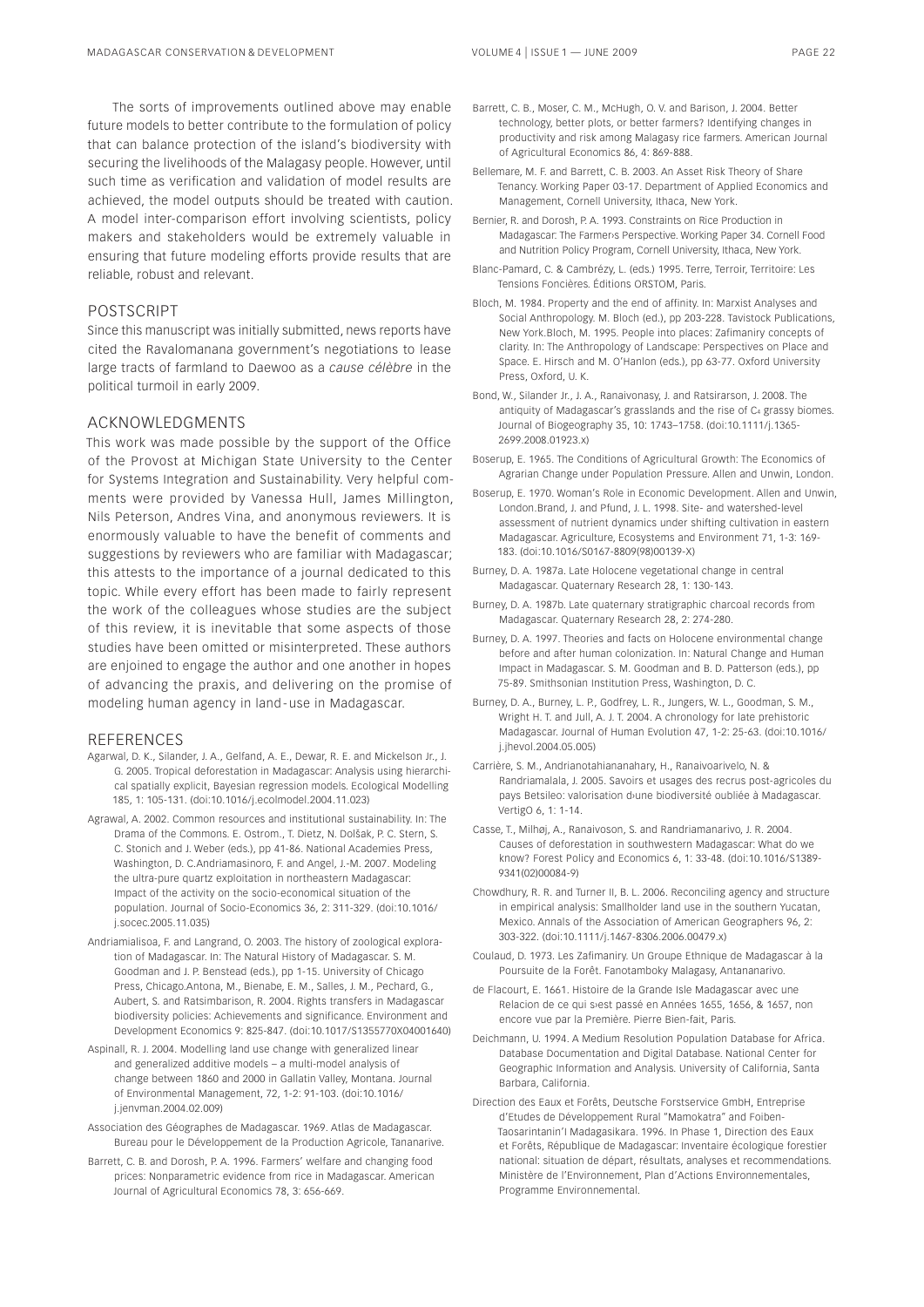The sorts of improvements outlined above may enable future models to better contribute to the formulation of policy that can balance protection of the island's biodiversity with securing the livelihoods of the Malagasy people. However, until such time as verification and validation of model results are achieved, the model outputs should be treated with caution. A model inter-comparison effort involving scientists, policy makers and stakeholders would be extremely valuable in ensuring that future modeling efforts provide results that are reliable, robust and relevant.

## POSTSCRIPT

Since this manuscript was initially submitted, news reports have cited the Ravalomanana government's negotiations to lease large tracts of farmland to Daewoo as a *cause célèbre* in the political turmoil in early 2009.

## ACKNOWLEDGMENTS

This work was made possible by the support of the Office of the Provost at Michigan State University to the Center for Systems Integration and Sustainability. Very helpful comments were provided by Vanessa Hull, James Millington, Nils Peterson, Andres Vina, and anonymous reviewers. It is enormously valuable to have the benefit of comments and suggestions by reviewers who are familiar with Madagascar; this attests to the importance of a journal dedicated to this topic. While every effort has been made to fairly represent the work of the colleagues whose studies are the subject of this review, it is inevitable that some aspects of those studies have been omitted or misinterpreted. These authors are enjoined to engage the author and one another in hopes of advancing the praxis, and delivering on the promise of modeling human agency in land-use in Madagascar.

## REFERENCES

Agarwal, D. K., Silander, J. A., Gelfand, A. E., Dewar, R. E. and Mickelson Jr., J. G. 2005. Tropical deforestation in Madagascar: Analysis using hierarchical spatially explicit, Bayesian regression models. Ecological Modelling 185, 1: 105-131. (doi:10.1016/j.ecolmodel.2004.11.023)

Agrawal, A. 2002. Common resources and institutional sustainability. In: The Drama of the Commons. E. Ostrom., T. Dietz, N. Dolšak, P. C. Stern, S. C. Stonich and J. Weber (eds.), pp 41-86. National Academies Press, Washington, D. C.Andriamasinoro, F. and Angel, J.-M. 2007. Modeling the ultra-pure quartz exploitation in northeastern Madagascar: Impact of the activity on the socio-economical situation of the population. Journal of Socio-Economics 36, 2: 311-329. (doi:10.1016/j.socec.2005.11.035)

Andriamialisoa, F. and Langrand, O. 2003. The history of zoological exploration of Madagascar. In: The Natural History of Madagascar. S. M. Goodman and J. P. Benstead (eds.), pp 1-15. University of Chicago Press, Chicago.Antona, M., Bienabe, E. M., Salles, J. M., Pechard, G., Aubert, S. and Ratsimbarison, R. 2004. Rights transfers in Madagascar biodiversity policies: Achievements and significance. Environment and Development Economics 9: 825-847. (doi:10.1017/S1355770X04001640)

Aspinall, R. J. 2004. Modelling land use change with generalized linear and generalized additive models – a multi-model analysis of change between 1860 and 2000 in Gallatin Valley, Montana. Journal of Environmental Management, 72, 1-2: 91-103. (doi:10.1016/j.jenvman.2004.02.009)

Association des Géographes de Madagascar. 1969. Atlas de Madagascar. Bureau pour le Développement de la Production Agricole, Tananarive.

Barrett, C. B. and Dorosh, P. A. 1996. Farmers' welfare and changing food prices: Nonparametric evidence from rice in Madagascar. American Journal of Agricultural Economics 78, 3: 656-669.

Barrett, C. B., Moser, C. M., McHugh, O. V. and Barison, J. 2004. Better technology, better plots, or better farmers? Identifying changes in productivity and risk among Malagasy rice farmers. American Journal of Agricultural Economics 86, 4: 869-888.

Bellemare, M. F. and Barrett, C. B. 2003. An Asset Risk Theory of Share Tenancy. Working Paper 03-17. Department of Applied Economics and Management, Cornell University, Ithaca, New York.

Bernier, R. and Dorosh, P. A. 1993. Constraints on Rice Production in Madagascar: The Farmer›s Perspective. Working Paper 34. Cornell Food and Nutrition Policy Program, Cornell University, Ithaca, New York.

Blanc-Pamard, C. & Cambrézy, L. (eds.) 1995. Terre, Terroir, Territoire: Les Tensions Foncières. Éditions ORSTOM, Paris.

Bloch, M. 1984. Property and the end of affinity. In: Marxist Analyses and Social Anthropology. M. Bloch (ed.), pp 203-228. Tavistock Publications, New York.Bloch, M. 1995. People into places: Zafimaniry concepts of clarity. In: The Anthropology of Landscape: Perspectives on Place and Space. E. Hirsch and M. O'Hanlon (eds.), pp 63-77. Oxford University Press, Oxford, U. K.

Bond, W., Silander Jr., J. A., Ranaivonasy, J. and Ratsirarson, J. 2008. The antiquity of Madagascar's grasslands and the rise of $C_4$ grassy biomes. Journal of Biogeography 35, 10: 1743–1758. (doi:10.1111/j.1365-2699.2008.01923.x)

Boserup, E. 1965. The Conditions of Agricultural Growth: The Economics of Agrarian Change under Population Pressure. Allen and Unwin, London.

Boserup, E. 1970. Woman's Role in Economic Development. Allen and Unwin, London.Brand, J. and Pfund, J. L. 1998. Site- and watershed-level assessment of nutrient dynamics under shifting cultivation in eastern Madagascar. Agriculture, Ecosystems and Environment 71, 1-3: 169-183. (doi:10.1016/S0167-8809(98)00139-X)

Burney, D. A. 1987a. Late Holocene vegetational change in central Madagascar. Quaternary Research 28, 1: 130-143.

Burney, D. A. 1987b. Late quaternary stratigraphic charcoal records from Madagascar. Quaternary Research 28, 2: 274-280.

Burney, D. A. 1997. Theories and facts on Holocene environmental change before and after human colonization. In: Natural Change and Human Impact in Madagascar. S. M. Goodman and B. D. Patterson (eds.), pp 75-89. Smithsonian Institution Press, Washington, D. C.

Burney, D. A., Burney, L. P., Godfrey, L. R., Jungers, W. L., Goodman, S. M., Wright H. T. and Jull, A. J. T. 2004. A chronology for late prehistoric Madagascar. Journal of Human Evolution 47, 1-2: 25-63. (doi:10.1016/j.jhevol.2004.05.005)

Carrière, S. M., Andrianotahiananahary, H., Ranaivoarivelo, N. & Randriamalala, J. 2005. Savoirs et usages des recrus post-agricoles du pays Betsileo: valorisation d›une biodiversité oubliée à Madagascar. VertigO 6, 1: 1-14.

Casse, T., Milhøj, A., Ranaivoson, S. and Randriamanarivo, J. R. 2004. Causes of deforestation in southwestern Madagascar: What do we know? Forest Policy and Economics 6, 1: 33-48. (doi:10.1016/S1389-9341(02)00084-9)

Chowdhury, R. R. and Turner II, B. L. 2006. Reconciling agency and structure in empirical analysis: Smallholder land use in the southern Yucatan, Mexico. Annals of the Association of American Geographers 96, 2: 303-322. (doi:10.1111/j.1467-8306.2006.00479.x)

Coulaud, D. 1973. Les Zafimaniry. Un Groupe Ethnique de Madagascar à la Poursuite de la Forêt. Fanotamboky Malagasy, Antananarivo.

de Flacourt, E. 1661. Histoire de la Grande Isle Madagascar avec une Relacion de ce qui s›est passé en Années 1655, 1656, & 1657, non encore vue par la Première. Pierre Bien-fait, Paris.

Deichmann, U. 1994. A Medium Resolution Population Database for Africa. Database Documentation and Digital Database. National Center for Geographic Information and Analysis. University of California, Santa Barbara, California.

Direction des Eaux et Forêts, Deutsche Forstservice GmbH, Entreprise d'Etudes de Développement Rural "Mamokatra" and Foiben-Taosarintanin'I Madagasikara. 1996. In Phase 1, Direction des Eaux et Forêts, République de Madagascar: Inventaire écologique forestier national: situation de départ, résultats, analyses et recommendations. Ministère de l'Environnement, Plan d'Actions Environnementales, Programme Environnemental.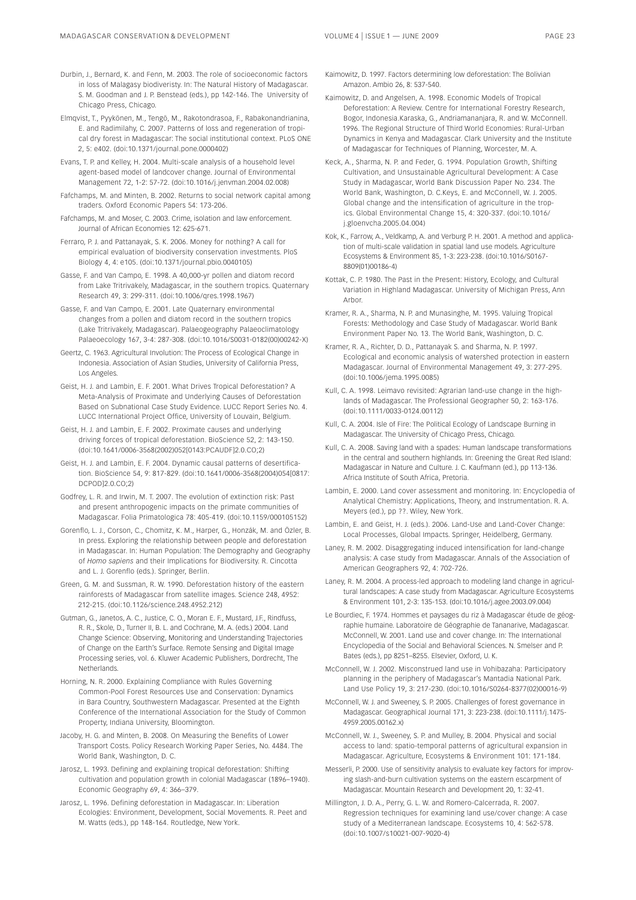Durbin, J., Bernard, K. and Fenn, M. 2003. The role of socioeconomic factors in loss of Malagasy biodiveristy. In: The Natural History of Madagascar. S. M. Goodman and J. P. Benstead (eds.), pp 142-146. The University of Chicago Press, Chicago.

Elmqvist, T., Pyykönen, M., Tengö, M., Rakotondrasoa, F., Rabakonandrianina, E. and Radimilahy, C. 2007. Patterns of loss and regeneration of tropical dry forest in Madagascar: The social institutional context. PLoS ONE 2, 5: e402. (doi:10.1371/journal.pone.0000402)

Evans, T. P. and Kelley, H. 2004. Multi-scale analysis of a household level agent-based model of landcover change. Journal of Environmental Management 72, 1-2: 57-72. (doi:10.1016/j.jenvman.2004.02.008)

Fafchamps, M. and Minten, B. 2002. Returns to social network capital among traders. Oxford Economic Papers 54: 173-206.

Fafchamps, M. and Moser, C. 2003. Crime, isolation and law enforcement. Journal of African Economies 12: 625-671.

Ferraro, P. J. and Pattanayak, S. K. 2006. Money for nothing? A call for empirical evaluation of biodiversity conservation investments. PloS Biology 4, 4: e105. (doi:10.1371/journal.pbio.0040105)

Gasse, F. and Van Campo, E. 1998. A 40,000-yr pollen and diatom record from Lake Tritrivakely, Madagascar, in the southern tropics. Quaternary Research 49, 3: 299-311. (doi:10.1006/qres.1998.1967)

Gasse, F. and Van Campo, E. 2001. Late Quaternary environmental changes from a pollen and diatom record in the southern tropics (Lake Tritrivakely, Madagascar). Palaeogeography Palaeoclimatology Palaeoecology 167, 3-4: 287-308. (doi:10.1016/S0031-0182(00)00242-X)

Geertz, C. 1963. Agricultural Involution: The Process of Ecological Change in Indonesia. Association of Asian Studies, University of California Press, Los Angeles.

Geist, H. J. and Lambin, E. F. 2001. What Drives Tropical Deforestation? A Meta-Analysis of Proximate and Underlying Causes of Deforestation Based on Subnational Case Study Evidence. LUCC Report Series No. 4. LUCC International Project Office, University of Louvain, Belgium.

Geist, H. J. and Lambin, E. F. 2002. Proximate causes and underlying driving forces of tropical deforestation. BioScience 52, 2: 143-150. (doi:10.1641/0006-3568(2002)052[0143:PCAUDF]2.0.CO;2)

Geist, H. J. and Lambin, E. F. 2004. Dynamic causal patterns of desertification. BioScience 54, 9: 817-829. (doi:10.1641/0006-3568(2004)054[0817:DCPOD]2.0.CO;2)

Godfrey, L. R. and Irwin, M. T. 2007. The evolution of extinction risk: Past and present anthropogenic impacts on the primate communities of Madagascar. Folia Primatologica 78: 405-419. (doi:10.1159/000105152)

Gorenflo, L. J., Corson, C., Chomitz, K. M., Harper, G., Honzák, M. and Özler, B. In press. Exploring the relationship between people and deforestation in Madagascar. In: Human Population: The Demography and Geography of *Homo sapiens* and their Implications for Biodiversity. R. Cincotta and L. J. Gorenflo (eds.). Springer, Berlin.

Green, G. M. and Sussman, R. W. 1990. Deforestation history of the eastern rainforests of Madagascar from satellite images. Science 248, 4952: 212-215. (doi:10.1126/science.248.4952.212)

Gutman, G., Janetos, A. C., Justice, C. O., Moran E. F., Mustard, J.F., Rindfuss, R. R., Skole, D., Turner II, B. L. and Cochrane, M. A. (eds.) 2004. Land Change Science: Observing, Monitoring and Understanding Trajectories of Change on the Earth's Surface. Remote Sensing and Digital Image Processing series, vol. 6. Kluwer Academic Publishers, Dordrecht, The Netherlands.

Horning, N. R. 2000. Explaining Compliance with Rules Governing Common-Pool Forest Resources Use and Conservation: Dynamics in Bara Country, Southwestern Madagascar. Presented at the Eighth Conference of the International Association for the Study of Common Property, Indiana University, Bloomington.

Jacoby, H. G. and Minten, B. 2008. On Measuring the Benefits of Lower Transport Costs. Policy Research Working Paper Series, No. 4484. The World Bank, Washington, D. C.

Jarosz, L. 1993. Defining and explaining tropical deforestation: Shifting cultivation and population growth in colonial Madagascar (1896–1940). Economic Geography 69, 4: 366–379.

Jarosz, L. 1996. Defining deforestation in Madagascar. In: Liberation Ecologies: Environment, Development, Social Movements. R. Peet and M. Watts (eds.), pp 148-164. Routledge, New York.

Kaimowitz, D. 1997. Factors determining low deforestation: The Bolivian Amazon. Ambio 26, 8: 537-540.

Kaimowitz, D. and Angelsen, A. 1998. Economic Models of Tropical Deforestation: A Review. Centre for International Forestry Research, Bogor, Indonesia.Karaska, G., Andriamananjara, R. and W. McConnell. 1996. The Regional Structure of Third World Economies: Rural-Urban Dynamics in Kenya and Madagascar. Clark University and the Institute of Madagascar for Techniques of Planning, Worcester, M. A.

Keck, A., Sharma, N. P. and Feder, G. 1994. Population Growth, Shifting Cultivation, and Unsustainable Agricultural Development: A Case Study in Madagascar, World Bank Discussion Paper No. 234. The World Bank, Washington, D. C.Keys, E. and McConnell, W. J. 2005. Global change and the intensification of agriculture in the tropics. Global Environmental Change 15, 4: 320-337. (doi:10.1016/j.gloenvcha.2005.04.004)

Kok, K., Farrow, A., Veldkamp, A. and Verburg P. H. 2001. A method and application of multi-scale validation in spatial land use models. Agriculture Ecosystems & Environment 85, 1-3: 223-238. (doi:10.1016/S0167-8809(01)00186-4)

Kottak, C. P. 1980. The Past in the Present: History, Ecology, and Cultural Variation in Highland Madagascar. University of Michigan Press, Ann Arbor.

Kramer, R. A., Sharma, N. P. and Munasinghe, M. 1995. Valuing Tropical Forests: Methodology and Case Study of Madagascar. World Bank Environment Paper No. 13. The World Bank, Washington, D. C.

Kramer, R. A., Richter, D. D., Pattanayak S. and Sharma, N. P. 1997. Ecological and economic analysis of watershed protection in eastern Madagascar. Journal of Environmental Management 49, 3: 277-295. (doi:10.1006/jema.1995.0085)

Kull, C. A. 1998. Leimavo revisited: Agrarian land-use change in the highlands of Madagascar. The Professional Geographer 50, 2: 163-176. (doi:10.1111/0033-0124.00112)

Kull, C. A. 2004. Isle of Fire: The Political Ecology of Landscape Burning in Madagascar. The University of Chicago Press, Chicago.

Kull, C. A. 2008. Saving land with a spades: Human landscape transformations in the central and southern highlands. In: Greening the Great Red Island: Madagascar in Nature and Culture. J. C. Kaufmann (ed.), pp 113-136. Africa Institute of South Africa, Pretoria.

Lambin, E. 2000. Land cover assessment and monitoring. In: Encyclopedia of Analytical Chemistry: Applications, Theory, and Instrumentation. R. A. Meyers (ed.), pp ??. Wiley, New York.

Lambin, E. and Geist, H. J. (eds.). 2006. Land-Use and Land-Cover Change: Local Processes, Global Impacts. Springer, Heidelberg, Germany.

Laney, R. M. 2002. Disaggregating induced intensification for land-change analysis: A case study from Madagascar. Annals of the Association of American Geographers 92, 4: 702-726.

Laney, R. M. 2004. A process-led approach to modeling land change in agricultural landscapes: A case study from Madagascar. Agriculture Ecosystems & Environment 101, 2-3: 135-153. (doi:10.1016/j.agee.2003.09.004)

Le Bourdiec, F. 1974. Hommes et paysages du riz à Madagascar étude de géographie humaine. Laboratoire de Géographie de Tananarive, Madagascar. McConnell, W. 2001. Land use and cover change. In: The International Encyclopedia of the Social and Behavioral Sciences. N. Smelser and P. Bates (eds.), pp 8251–8255. Elsevier, Oxford, U. K.

McConnell, W. J. 2002. Misconstrued land use in Vohibazaha: Participatory planning in the periphery of Madagascar's Mantadia National Park. Land Use Policy 19, 3: 217-230. (doi:10.1016/S0264-8377(02)00016-9)

McConnell, W. J. and Sweeney, S. P. 2005. Challenges of forest governance in Madagascar. Geographical Journal 171, 3: 223-238. (doi:10.1111/j.1475-4959.2005.00162.x)

McConnell, W. J., Sweeney, S. P. and Mulley, B. 2004. Physical and social access to land: spatio-temporal patterns of agricultural expansion in Madagascar. Agriculture, Ecosystems & Environment 101: 171-184.

Messerli, P. 2000. Use of sensitivity analysis to evaluate key factors for improving slash-and-burn cultivation systems on the eastern escarpment of Madagascar. Mountain Research and Development 20, 1: 32-41.

Millington, J. D. A., Perry, G. L. W. and Romero-Calcerrada, R. 2007. Regression techniques for examining land use/cover change: A case study of a Mediterranean landscape. Ecosystems 10, 4: 562-578. (doi:10.1007/s10021-007-9020-4)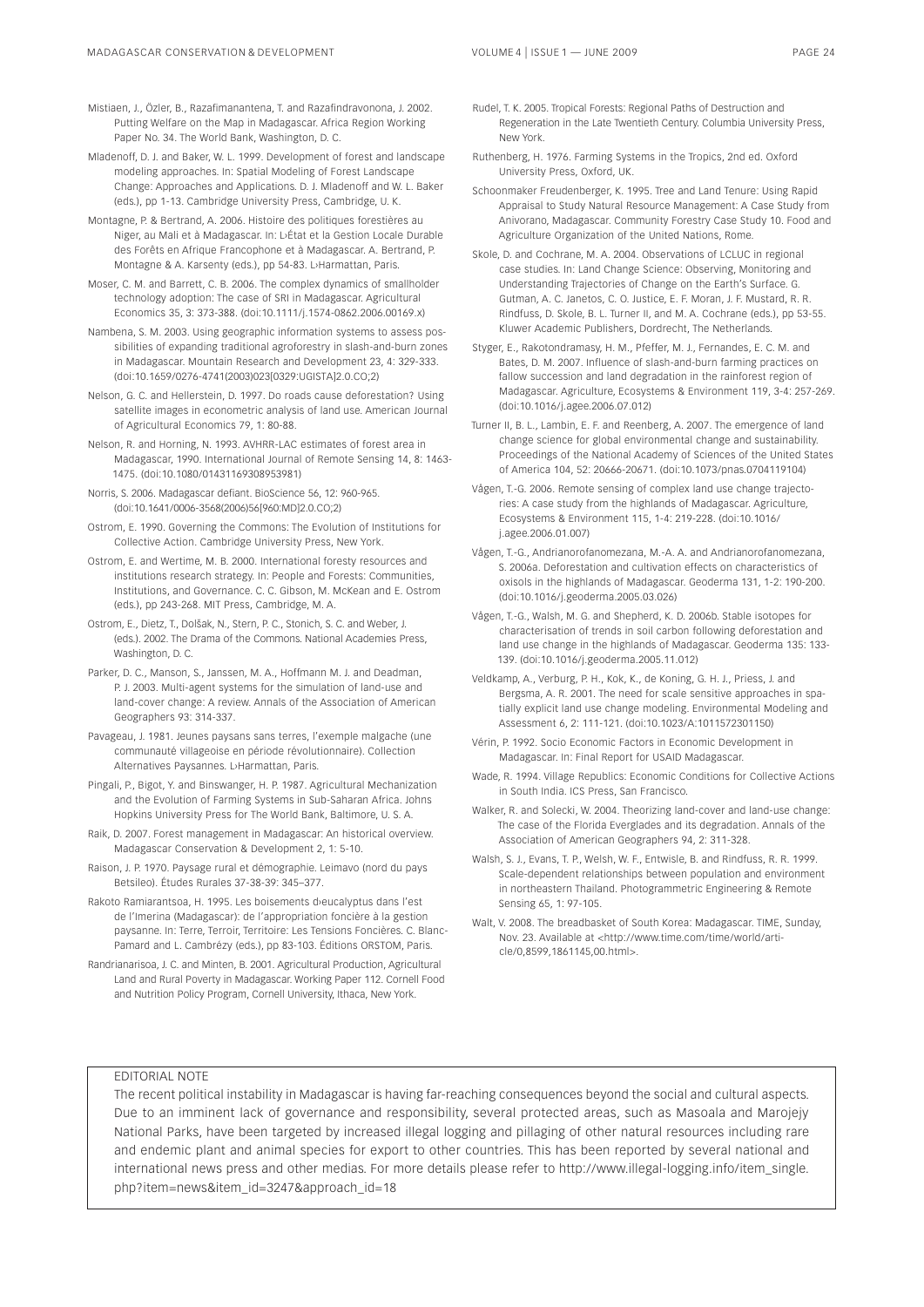Mistiaen, J., Özler, B., Razafimanantena, T. and Razafindravonona, J. 2002. Putting Welfare on the Map in Madagascar. Africa Region Working Paper No. 34. The World Bank, Washington, D. C.

Mladenoff, D. J. and Baker, W. L. 1999. Development of forest and landscape modeling approaches. In: Spatial Modeling of Forest Landscape Change: Approaches and Applications. D. J. Mladenoff and W. L. Baker (eds.), pp 1-13. Cambridge University Press, Cambridge, U. K.

Montagne, P. & Bertrand, A. 2006. Histoire des politiques forestières au Niger, au Mali et à Madagascar. In: L›État et la Gestion Locale Durable des Forêts en Afrique Francophone et à Madagascar. A. Bertrand, P. Montagne & A. Karsenty (eds.), pp 54-83. L›Harmattan, Paris.

Moser, C. M. and Barrett, C. B. 2006. The complex dynamics of smallholder technology adoption: The case of SRI in Madagascar. Agricultural Economics 35, 3: 373-388. (doi:10.1111/j.1574-0862.2006.00169.x)

Nambena, S. M. 2003. Using geographic information systems to assess possibilities of expanding traditional agroforestry in slash-and-burn zones in Madagascar. Mountain Research and Development 23, 4: 329-333. (doi:10.1659/0276-4741(2003)023[0329:UGISTA]2.0.CO;2)

Nelson, G. C. and Hellerstein, D. 1997. Do roads cause deforestation? Using satellite images in econometric analysis of land use. American Journal of Agricultural Economics 79, 1: 80-88.

Nelson, R. and Horning, N. 1993. AVHRR-LAC estimates of forest area in Madagascar, 1990. International Journal of Remote Sensing 14, 8: 1463-1475. (doi:10.1080/01431169308953981)

Norris, S. 2006. Madagascar defiant. BioScience 56, 12: 960-965. (doi:10.1641/0006-3568(2006)56[960:MD]2.0.CO;2)

Ostrom, E. 1990. Governing the Commons: The Evolution of Institutions for Collective Action. Cambridge University Press, New York.

Ostrom, E. and Wertime, M. B. 2000. International forestry resources and institutions research strategy. In: People and Forests: Communities, Institutions, and Governance. C. C. Gibson, M. McKean and E. Ostrom (eds.), pp 243-268. MIT Press, Cambridge, M. A.

Ostrom, E., Dietz, T., Dolšak, N., Stern, P. C., Stonich, S. C. and Weber, J. (eds.). 2002. The Drama of the Commons. National Academies Press, Washington, D. C.

Parker, D. C., Manson, S., Janssen, M. A., Hoffmann M. J. and Deadman, P. J. 2003. Multi-agent systems for the simulation of land-use and land-cover change: A review. Annals of the Association of American Geographers 93: 314-337.

Pavageau, J. 1981. Jeunes paysans sans terres, l'exemple malgache (une communauté villageoise en période révolutionnaire). Collection Alternatives Paysannes. L›Harmattan, Paris.

Pingali, P., Bigot, Y. and Binswanger, H. P. 1987. Agricultural Mechanization and the Evolution of Farming Systems in Sub-Saharan Africa. Johns Hopkins University Press for The World Bank, Baltimore, U. S. A.

Raik, D. 2007. Forest management in Madagascar: An historical overview. Madagascar Conservation & Development 2, 1: 5-10.

Raison, J. P. 1970. Paysage rural et démographie. Leimavo (nord du pays Betsileo). Études Rurales 37-38-39: 345–377.

Rakoto Ramiarantsoa, H. 1995. Les boisements d›eucalyptus dans l'est de l'Imerina (Madagascar): de l'appropriation foncière à la gestion paysanne. In: Terre, Terroir, Territoire: Les Tensions Foncières. C. Blanc-Pamard and L. Cambrézy (eds.), pp 83-103. Éditions ORSTOM, Paris.

Randrianarisoa, J. C. and Minten, B. 2001. Agricultural Production, Agricultural Land and Rural Poverty in Madagascar. Working Paper 112. Cornell Food and Nutrition Policy Program, Cornell University, Ithaca, New York.

Rudel, T. K. 2005. Tropical Forests: Regional Paths of Destruction and Regeneration in the Late Twentieth Century. Columbia University Press, New York.

Ruthenberg, H. 1976. Farming Systems in the Tropics, 2nd ed. Oxford University Press, Oxford, UK.

Schoonmaker Freudenberger, K. 1995. Tree and Land Tenure: Using Rapid Appraisal to Study Natural Resource Management: A Case Study from Anivorano, Madagascar. Community Forestry Case Study 10. Food and Agriculture Organization of the United Nations, Rome.

Skole, D. and Cochrane, M. A. 2004. Observations of LCLUC in regional case studies. In: Land Change Science: Observing, Monitoring and Understanding Trajectories of Change on the Earth's Surface. G. Gutman, A. C. Janetos, C. O. Justice, E. F. Moran, J. F. Mustard, R. R. Rindfuss, D. Skole, B. L. Turner II, and M. A. Cochrane (eds.), pp 53-55. Kluwer Academic Publishers, Dordrecht, The Netherlands.

Styger, E., Rakotondramasy, H. M., Pfeffer, M. J., Fernandes, E. C. M. and Bates, D. M. 2007. Influence of slash-and-burn farming practices on fallow succession and land degradation in the rainforest region of Madagascar. Agriculture, Ecosystems & Environment 119, 3-4: 257-269. (doi:10.1016/j.agee.2006.07.012)

Turner II, B. L., Lambin, E. F. and Reenberg, A. 2007. The emergence of land change science for global environmental change and sustainability. Proceedings of the National Academy of Sciences of the United States of America 104, 52: 20666-20671. (doi:10.1073/pnas.0704119104)

Vågen, T.-G. 2006. Remote sensing of complex land use change trajectories: A case study from the highlands of Madagascar. Agriculture, Ecosystems & Environment 115, 1-4: 219-228. (doi:10.1016/j.agee.2006.01.007)

Vågen, T.-G., Andrianorofanomezana, M.-A. A. and Andrianorofanomezana, S. 2006a. Deforestation and cultivation effects on characteristics of oxisols in the highlands of Madagascar. Geoderma 131, 1-2: 190-200. (doi:10.1016/j.geoderma.2005.03.026)

Vågen, T.-G., Walsh, M. G. and Shepherd, K. D. 2006b. Stable isotopes for characterisation of trends in soil carbon following deforestation and land use change in the highlands of Madagascar. Geoderma 135: 133-139. (doi:10.1016/j.geoderma.2005.11.012)

Veldkamp, A., Verburg, P. H., Kok, K., de Koning, G. H. J., Priess, J. and Bergsma, A. R. 2001. The need for scale sensitive approaches in spatially explicit land use change modeling. Environmental Modeling and Assessment 6, 2: 111-121. (doi:10.1023/A:1011572301150)

Vérin, P. 1992. Socio Economic Factors in Economic Development in Madagascar. In: Final Report for USAID Madagascar.

Wade, R. 1994. Village Republics: Economic Conditions for Collective Actions in South India. ICS Press, San Francisco.

Walker, R. and Solecki, W. 2004. Theorizing land-cover and land-use change: The case of the Florida Everglades and its degradation. Annals of the Association of American Geographers 94, 2: 311-328.

Walsh, S. J., Evans, T. P., Welsh, W. F., Entwisle, B. and Rindfuss, R. R. 1999. Scale-dependent relationships between population and environment in northeastern Thailand. Photogrammetric Engineering & Remote Sensing 65, 1: 97-105.

Walt, V. 2008. The breadbasket of South Korea: Madagascar. TIME, Sunday, Nov. 23. Available at <http://www.time.com/time/world/article/0,8599,1861145,00.html>.

EDITORIAL NOTE

The recent political instability in Madagascar is having far-reaching consequences beyond the social and cultural aspects. Due to an imminent lack of governance and responsibility, several protected areas, such as Masoala and Marojejy National Parks, have been targeted by increased illegal logging and pillaging of other natural resources including rare and endemic plant and animal species for export to other countries. This has been reported by several national and international news press and other medias. For more details please refer to http://www.illegal-logging.info/item_single.php?item=news&item_id=3247&approach_id=18